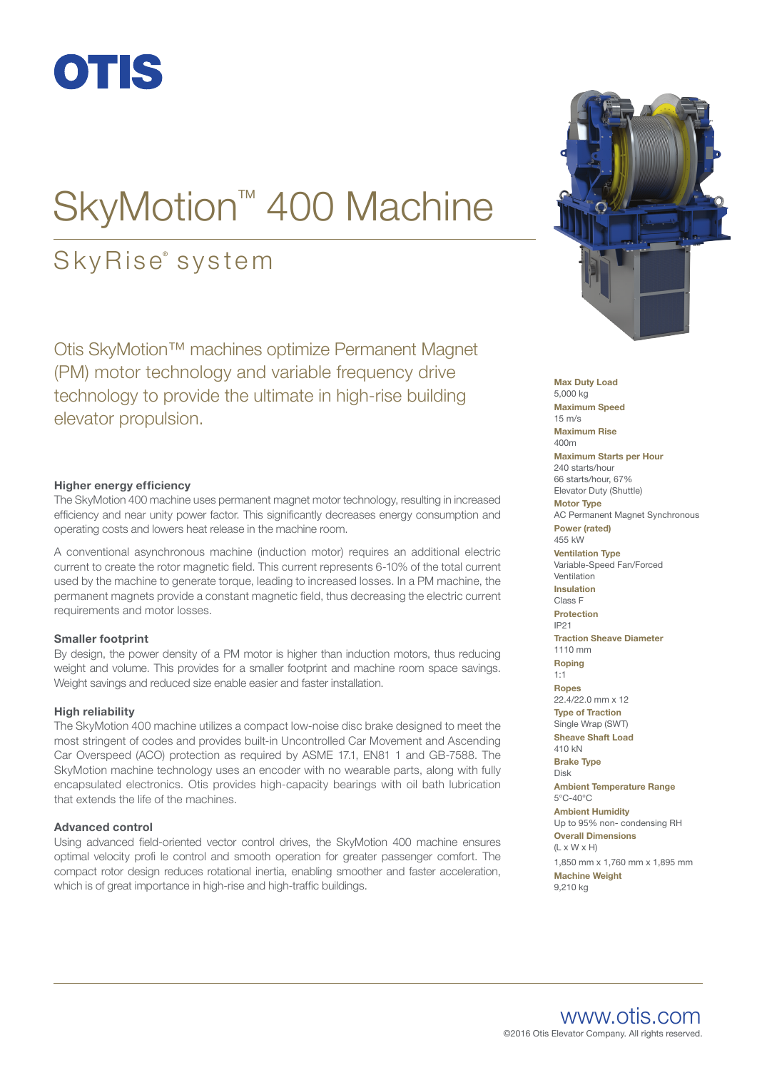# OTIS

# SkyMotion™ 400 Machine

## SkyRise® system

Otis SkyMotion™ machines optimize Permanent Magnet (PM) motor technology and variable frequency drive technology to provide the ultimate in high-rise building elevator propulsion.

### Higher energy efficiency

The SkyMotion 400 machine uses permanent magnet motor technology, resulting in increased efficiency and near unity power factor. This significantly decreases energy consumption and operating costs and lowers heat release in the machine room.

A conventional asynchronous machine (induction motor) requires an additional electric current to create the rotor magnetic field. This current represents 6-10% of the total current used by the machine to generate torque, leading to increased losses. In a PM machine, the permanent magnets provide a constant magnetic field, thus decreasing the electric current requirements and motor losses.

### Smaller footprint

By design, the power density of a PM motor is higher than induction motors, thus reducing weight and volume. This provides for a smaller footprint and machine room space savings. Weight savings and reduced size enable easier and faster installation.

### High reliability

The SkyMotion 400 machine utilizes a compact low-noise disc brake designed to meet the most stringent of codes and provides built-in Uncontrolled Car Movement and Ascending Car Overspeed (ACO) protection as required by ASME 17.1, EN81 1 and GB-7588. The SkyMotion machine technology uses an encoder with no wearable parts, along with fully encapsulated electronics. Otis provides high-capacity bearings with oil bath lubrication that extends the life of the machines.

### Advanced control

Using advanced field-oriented vector control drives, the SkyMotion 400 machine ensures optimal velocity profi le control and smooth operation for greater passenger comfort. The compact rotor design reduces rotational inertia, enabling smoother and faster acceleration, which is of great importance in high-rise and high-traffic buildings.

**Max Duty Load**
5,000 kg

**Maximum Speed**
15 m/s

**Maximum Rise**
400m

**Maximum Starts per Hour**
240 starts/hour
66 starts/hour, 67% Elevator Duty (Shuttle)

**Motor Type**
AC Permanent Magnet Synchronous

**Power (rated)**
455 kW

**Ventilation Type**
Variable-Speed Fan/Forced Ventilation

**Insulation**
Class F

**Protection**
IP21

**Traction Sheave Diameter**
1110 mm

**Roping**
1:1

**Ropes**
22.4/22.0 mm x 12

**Type of Traction**
Single Wrap (SWT)

**Sheave Shaft Load**
410 kN

**Brake Type**
Disk

**Ambient Temperature Range**
5°C-40°C

**Ambient Humidity**
Up to 95% non- condensing RH

**Overall Dimensions**
(L x W x H)
1,850 mm x 1,760 mm x 1,895 mm

**Machine Weight**
9,210 kg

www.otis.com
©2016 Otis Elevator Company. All rights reserved.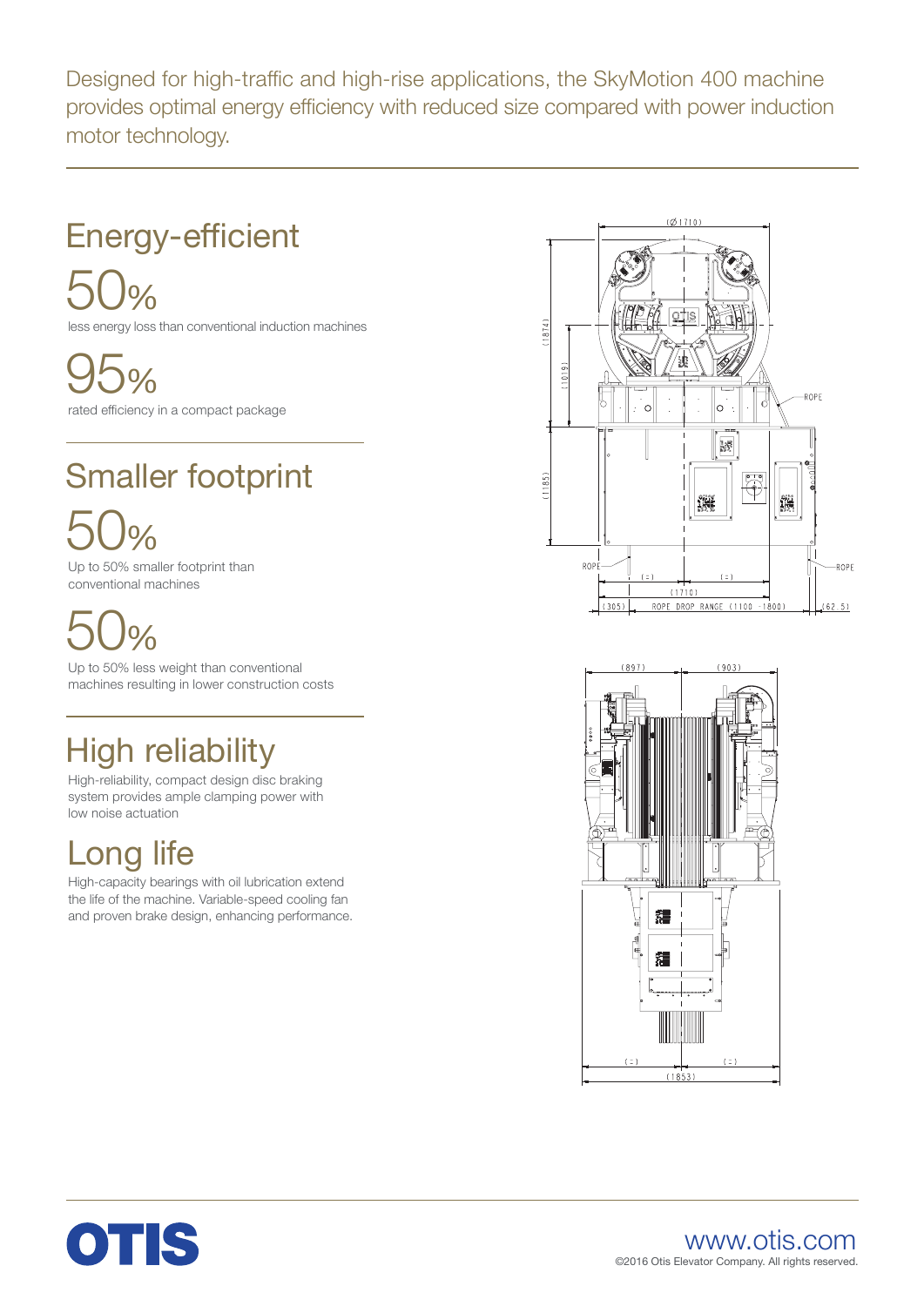Designed for high-traffic and high-rise applications, the SkyMotion 400 machine provides optimal energy efficiency with reduced size compared with power induction motor technology.

## Energy-efficient

50%

less energy loss than conventional induction machines

95%

rated efficiency in a compact package

## Smaller footprint

50%

Up to 50% smaller footprint than conventional machines

50%

Up to 50% less weight than conventional machines resulting in lower construction costs

## High reliability

High-reliability, compact design disc braking system provides ample clamping power with low noise actuation

## Long life

High-capacity bearings with oil lubrication extend the life of the machine. Variable-speed cooling fan and proven brake design, enhancing performance.

(Ø1710)
(1874)
(1019)
(1185)
ROPE
ROPE
ROPE
(=)
(=)
(1710)
(305)
ROPE DROP RANGE (1100 - 1800)
(62.5)

(897)
(903)
(=)
(=)
(1853)

www.otis.com

©2016 Otis Elevator Company. All rights reserved.